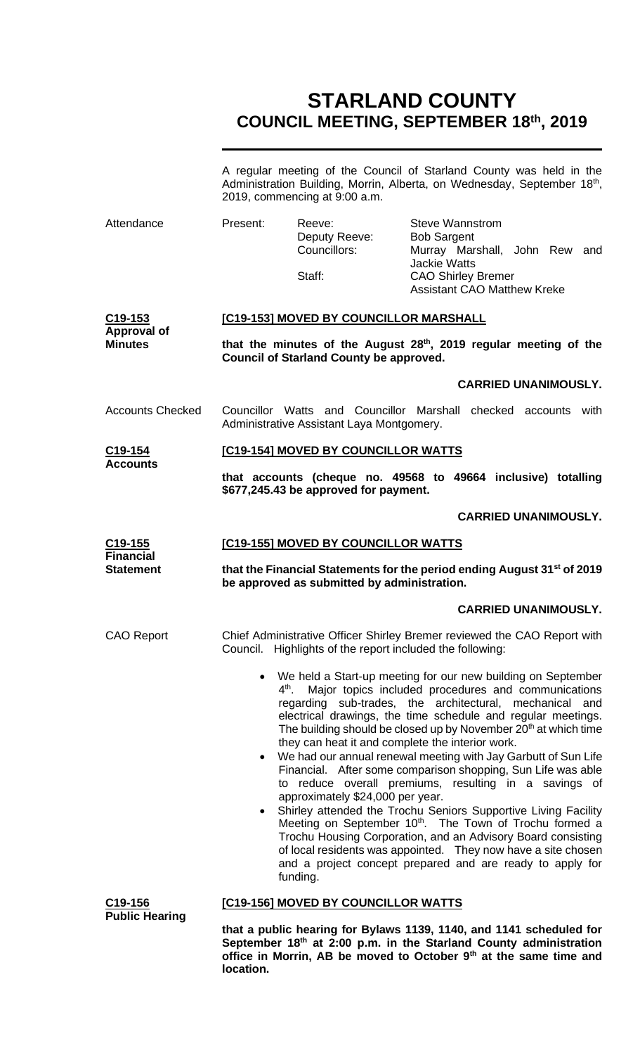# STARLAND COUNTY
## COUNCIL MEETING, SEPTEMBER 18th, 2019

A regular meeting of the Council of Starland County was held in the Administration Building, Morrin, Alberta, on Wednesday, September 18th, 2019, commencing at 9:00 a.m.

**Attendance**

| Present: | | |
|---|---|---|
| | Reeve: | Steve Wannstrom |
| | Deputy Reeve: | Bob Sargent |
| | Councillors: | Murray Marshall, John Rew and Jackie Watts |
| | Staff: | CAO Shirley Bremer |
| | | Assistant CAO Matthew Kreke |

**C19-153 Approval of Minutes**

**[C19-153] MOVED BY COUNCILLOR MARSHALL**

**that the minutes of the August 28th, 2019 regular meeting of the Council of Starland County be approved.**

**CARRIED UNANIMOUSLY.**

**Accounts Checked**

Councillor Watts and Councillor Marshall checked accounts with Administrative Assistant Laya Montgomery.

**C19-154 Accounts**

**[C19-154] MOVED BY COUNCILLOR WATTS**

**that accounts (cheque no. 49568 to 49664 inclusive) totalling $677,245.43 be approved for payment.**

**CARRIED UNANIMOUSLY.**

**C19-155 Financial Statement**

**[C19-155] MOVED BY COUNCILLOR WATTS**

**that the Financial Statements for the period ending August 31st of 2019 be approved as submitted by administration.**

**CARRIED UNANIMOUSLY.**

**CAO Report**

Chief Administrative Officer Shirley Bremer reviewed the CAO Report with Council. Highlights of the report included the following:

- We held a Start-up meeting for our new building on September 4th. Major topics included procedures and communications regarding sub-trades, the architectural, mechanical and electrical drawings, the time schedule and regular meetings. The building should be closed up by November 20th at which time they can heat it and complete the interior work.
- We had our annual renewal meeting with Jay Garbutt of Sun Life Financial. After some comparison shopping, Sun Life was able to reduce overall premiums, resulting in a savings of approximately $24,000 per year.
- Shirley attended the Trochu Seniors Supportive Living Facility Meeting on September 10th. The Town of Trochu formed a Trochu Housing Corporation, and an Advisory Board consisting of local residents was appointed. They now have a site chosen and a project concept prepared and are ready to apply for funding.

**C19-156 Public Hearing**

**[C19-156] MOVED BY COUNCILLOR WATTS**

**that a public hearing for Bylaws 1139, 1140, and 1141 scheduled for September 18th at 2:00 p.m. in the Starland County administration office in Morrin, AB be moved to October 9th at the same time and location.**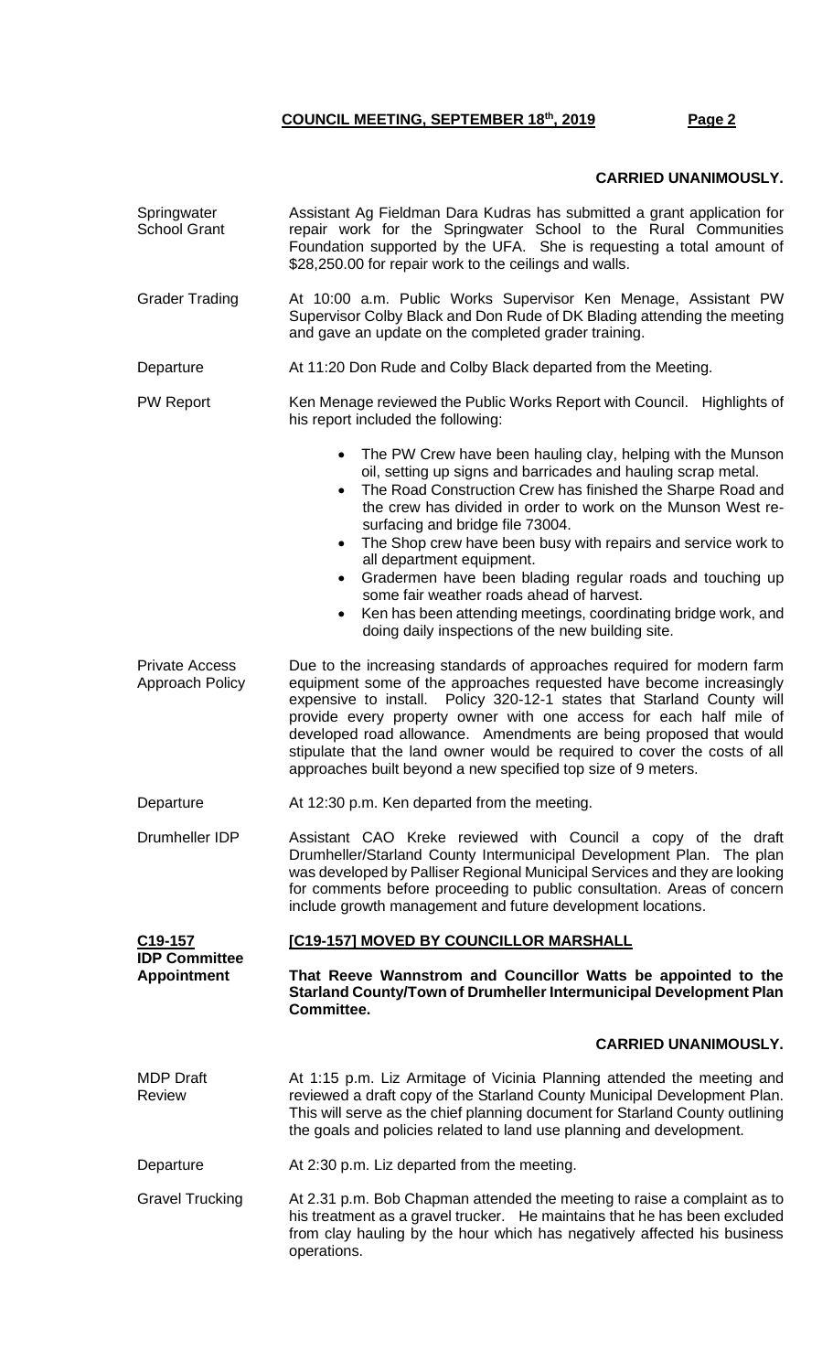**CARRIED UNANIMOUSLY.**

**Springwater School Grant**

Assistant Ag Fieldman Dara Kudras has submitted a grant application for repair work for the Springwater School to the Rural Communities Foundation supported by the UFA. She is requesting a total amount of $28,250.00 for repair work to the ceilings and walls.

**Grader Trading**

At 10:00 a.m. Public Works Supervisor Ken Menage, Assistant PW Supervisor Colby Black and Don Rude of DK Blading attending the meeting and gave an update on the completed grader training.

**Departure**

At 11:20 Don Rude and Colby Black departed from the Meeting.

**PW Report**

Ken Menage reviewed the Public Works Report with Council. Highlights of his report included the following:

- The PW Crew have been hauling clay, helping with the Munson oil, setting up signs and barricades and hauling scrap metal.
- The Road Construction Crew has finished the Sharpe Road and the crew has divided in order to work on the Munson West re-surfacing and bridge file 73004.
- The Shop crew have been busy with repairs and service work to all department equipment.
- Gradermen have been blading regular roads and touching up some fair weather roads ahead of harvest.
- Ken has been attending meetings, coordinating bridge work, and doing daily inspections of the new building site.

**Private Access Approach Policy**

Due to the increasing standards of approaches required for modern farm equipment some of the approaches requested have become increasingly expensive to install. Policy 320-12-1 states that Starland County will provide every property owner with one access for each half mile of developed road allowance. Amendments are being proposed that would stipulate that the land owner would be required to cover the costs of all approaches built beyond a new specified top size of 9 meters.

**Departure**

At 12:30 p.m. Ken departed from the meeting.

**Drumheller IDP**

Assistant CAO Kreke reviewed with Council a copy of the draft Drumheller/Starland County Intermunicipal Development Plan. The plan was developed by Palliser Regional Municipal Services and they are looking for comments before proceeding to public consultation. Areas of concern include growth management and future development locations.

**C19-157 IDP Committee Appointment**

**[C19-157] MOVED BY COUNCILLOR MARSHALL**

**That Reeve Wannstrom and Councillor Watts be appointed to the Starland County/Town of Drumheller Intermunicipal Development Plan Committee.**

**CARRIED UNANIMOUSLY.**

**MDP Draft Review**

At 1:15 p.m. Liz Armitage of Vicinia Planning attended the meeting and reviewed a draft copy of the Starland County Municipal Development Plan. This will serve as the chief planning document for Starland County outlining the goals and policies related to land use planning and development.

**Departure**

At 2:30 p.m. Liz departed from the meeting.

**Gravel Trucking**

At 2.31 p.m. Bob Chapman attended the meeting to raise a complaint as to his treatment as a gravel trucker. He maintains that he has been excluded from clay hauling by the hour which has negatively affected his business operations.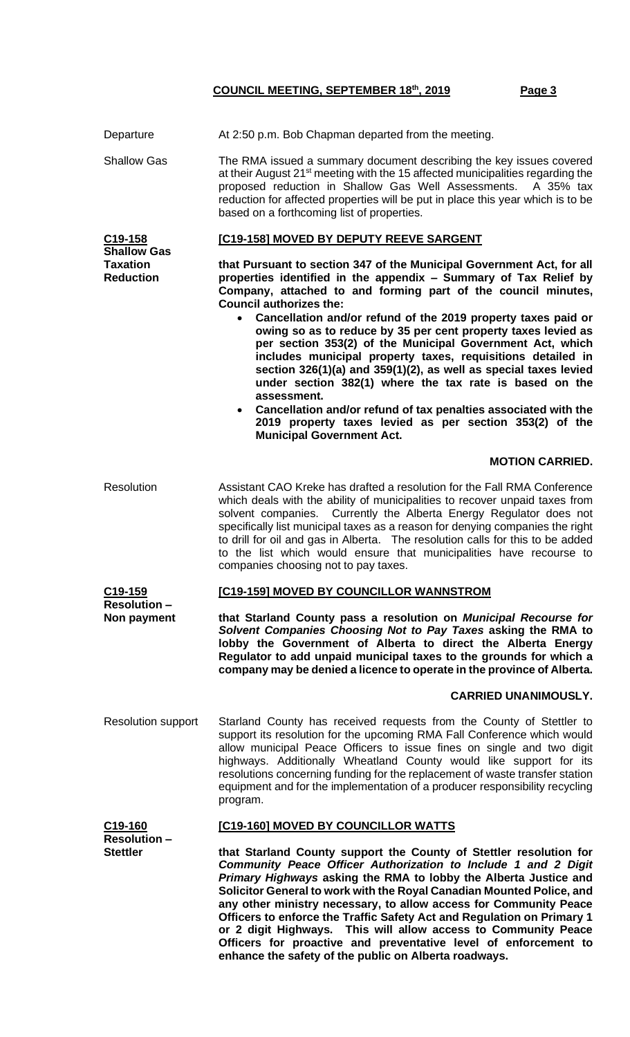Departure

At 2:50 p.m. Bob Chapman departed from the meeting.

Shallow Gas

The RMA issued a summary document describing the key issues covered at their August 21st meeting with the 15 affected municipalities regarding the proposed reduction in Shallow Gas Well Assessments. A 35% tax reduction for affected properties will be put in place this year which is to be based on a forthcoming list of properties.

**C19-158**
**Shallow Gas Taxation Reduction**

**[C19-158] MOVED BY DEPUTY REEVE SARGENT**

**that Pursuant to section 347 of the Municipal Government Act, for all properties identified in the appendix – Summary of Tax Relief by Company, attached to and forming part of the council minutes, Council authorizes the:**

- **Cancellation and/or refund of the 2019 property taxes paid or owing so as to reduce by 35 per cent property taxes levied as per section 353(2) of the Municipal Government Act, which includes municipal property taxes, requisitions detailed in section 326(1)(a) and 359(1)(2), as well as special taxes levied under section 382(1) where the tax rate is based on the assessment.**
- **Cancellation and/or refund of tax penalties associated with the 2019 property taxes levied as per section 353(2) of the Municipal Government Act.**

**MOTION CARRIED.**

Resolution

Assistant CAO Kreke has drafted a resolution for the Fall RMA Conference which deals with the ability of municipalities to recover unpaid taxes from solvent companies. Currently the Alberta Energy Regulator does not specifically list municipal taxes as a reason for denying companies the right to drill for oil and gas in Alberta. The resolution calls for this to be added to the list which would ensure that municipalities have recourse to companies choosing not to pay taxes.

**C19-159**
**Resolution – Non payment**

**[C19-159] MOVED BY COUNCILLOR WANNSTROM**

**that Starland County pass a resolution on *Municipal Recourse for Solvent Companies Choosing Not to Pay Taxes* asking the RMA to lobby the Government of Alberta to direct the Alberta Energy Regulator to add unpaid municipal taxes to the grounds for which a company may be denied a licence to operate in the province of Alberta.**

**CARRIED UNANIMOUSLY.**

Resolution support

Starland County has received requests from the County of Stettler to support its resolution for the upcoming RMA Fall Conference which would allow municipal Peace Officers to issue fines on single and two digit highways. Additionally Wheatland County would like support for its resolutions concerning funding for the replacement of waste transfer station equipment and for the implementation of a producer responsibility recycling program.

**C19-160**
**Resolution – Stettler**

**[C19-160] MOVED BY COUNCILLOR WATTS**

**that Starland County support the County of Stettler resolution for *Community Peace Officer Authorization to Include 1 and 2 Digit Primary Highways* asking the RMA to lobby the Alberta Justice and Solicitor General to work with the Royal Canadian Mounted Police, and any other ministry necessary, to allow access for Community Peace Officers to enforce the Traffic Safety Act and Regulation on Primary 1 or 2 digit Highways. This will allow access to Community Peace Officers for proactive and preventative level of enforcement to enhance the safety of the public on Alberta roadways.**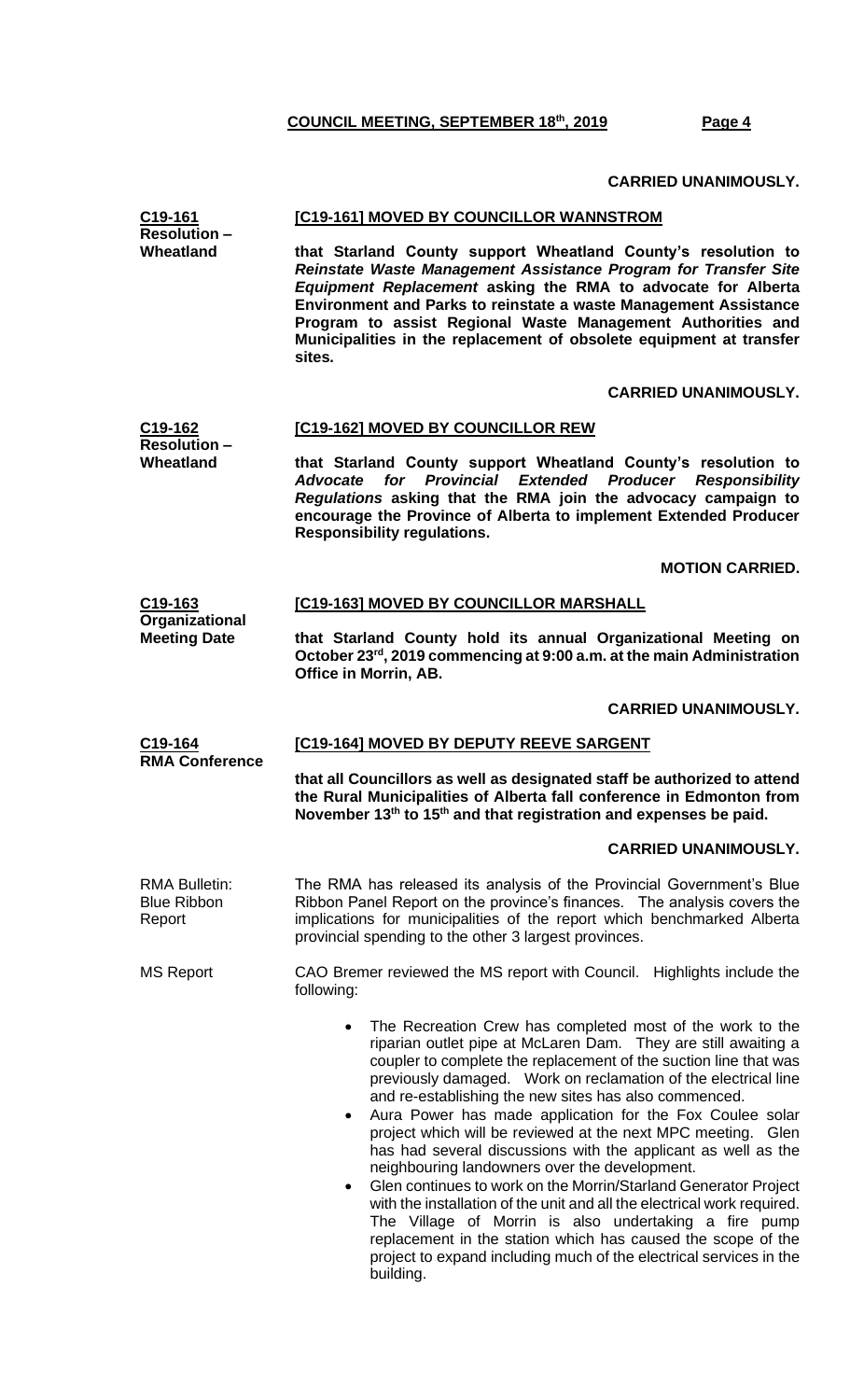**CARRIED UNANIMOUSLY.**

**C19-161**
**Resolution – Wheatland**

**[C19-161] MOVED BY COUNCILLOR WANNSTROM**

**that Starland County support Wheatland County's resolution to *Reinstate Waste Management Assistance Program for Transfer Site Equipment Replacement* asking the RMA to advocate for Alberta Environment and Parks to reinstate a waste Management Assistance Program to assist Regional Waste Management Authorities and Municipalities in the replacement of obsolete equipment at transfer sites.**

**CARRIED UNANIMOUSLY.**

**C19-162**
**Resolution – Wheatland**

**[C19-162] MOVED BY COUNCILLOR REW**

**that Starland County support Wheatland County's resolution to *Advocate for Provincial Extended Producer Responsibility Regulations* asking that the RMA join the advocacy campaign to encourage the Province of Alberta to implement Extended Producer Responsibility regulations.**

**MOTION CARRIED.**

**C19-163**
**Organizational Meeting Date**

**[C19-163] MOVED BY COUNCILLOR MARSHALL**

**that Starland County hold its annual Organizational Meeting on October 23rd, 2019 commencing at 9:00 a.m. at the main Administration Office in Morrin, AB.**

**CARRIED UNANIMOUSLY.**

**C19-164**
**RMA Conference**

**[C19-164] MOVED BY DEPUTY REEVE SARGENT**

**that all Councillors as well as designated staff be authorized to attend the Rural Municipalities of Alberta fall conference in Edmonton from November 13th to 15th and that registration and expenses be paid.**

**CARRIED UNANIMOUSLY.**

RMA Bulletin: Blue Ribbon Report

The RMA has released its analysis of the Provincial Government's Blue Ribbon Panel Report on the province's finances. The analysis covers the implications for municipalities of the report which benchmarked Alberta provincial spending to the other 3 largest provinces.

MS Report

CAO Bremer reviewed the MS report with Council. Highlights include the following:

- The Recreation Crew has completed most of the work to the riparian outlet pipe at McLaren Dam. They are still awaiting a coupler to complete the replacement of the suction line that was previously damaged. Work on reclamation of the electrical line and re-establishing the new sites has also commenced.
- Aura Power has made application for the Fox Coulee solar project which will be reviewed at the next MPC meeting. Glen has had several discussions with the applicant as well as the neighbouring landowners over the development.
- Glen continues to work on the Morrin/Starland Generator Project with the installation of the unit and all the electrical work required. The Village of Morrin is also undertaking a fire pump replacement in the station which has caused the scope of the project to expand including much of the electrical services in the building.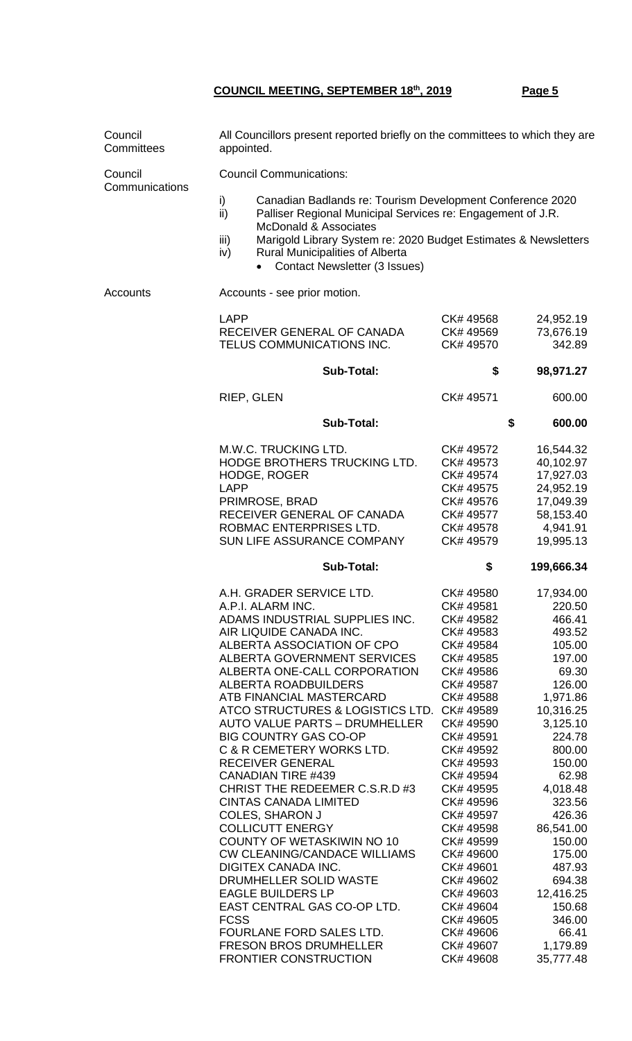## COUNCIL MEETING, SEPTEMBER 18th, 2019

**Council Committees**

All Councillors present reported briefly on the committees to which they are appointed.

**Council Communications**

Council Communications:

i) Canadian Badlands re: Tourism Development Conference 2020
ii) Palliser Regional Municipal Services re: Engagement of J.R. McDonald & Associates
iii) Marigold Library System re: 2020 Budget Estimates & Newsletters
iv) Rural Municipalities of Alberta
   - Contact Newsletter (3 Issues)

**Accounts**

Accounts - see prior motion.

| | | |
|---|---|---|
| LAPP | CK# 49568 | 24,952.19 |
| RECEIVER GENERAL OF CANADA | CK# 49569 | 73,676.19 |
| TELUS COMMUNICATIONS INC. | CK# 49570 | 342.89 |
| **Sub-Total:** | **$** | **98,971.27** |
| RIEP, GLEN | CK# 49571 | 600.00 |
| **Sub-Total:** | **$** | **600.00** |
| M.W.C. TRUCKING LTD. | CK# 49572 | 16,544.32 |
| HODGE BROTHERS TRUCKING LTD. | CK# 49573 | 40,102.97 |
| HODGE, ROGER | CK# 49574 | 17,927.03 |
| LAPP | CK# 49575 | 24,952.19 |
| PRIMROSE, BRAD | CK# 49576 | 17,049.39 |
| RECEIVER GENERAL OF CANADA | CK# 49577 | 58,153.40 |
| ROBMAC ENTERPRISES LTD. | CK# 49578 | 4,941.91 |
| SUN LIFE ASSURANCE COMPANY | CK# 49579 | 19,995.13 |
| **Sub-Total:** | **$** | **199,666.34** |
| A.H. GRADER SERVICE LTD. | CK# 49580 | 17,934.00 |
| A.P.I. ALARM INC. | CK# 49581 | 220.50 |
| ADAMS INDUSTRIAL SUPPLIES INC. | CK# 49582 | 466.41 |
| AIR LIQUIDE CANADA INC. | CK# 49583 | 493.52 |
| ALBERTA ASSOCIATION OF CPO | CK# 49584 | 105.00 |
| ALBERTA GOVERNMENT SERVICES | CK# 49585 | 197.00 |
| ALBERTA ONE-CALL CORPORATION | CK# 49586 | 69.30 |
| ALBERTA ROADBUILDERS | CK# 49587 | 126.00 |
| ATB FINANCIAL MASTERCARD | CK# 49588 | 1,971.86 |
| ATCO STRUCTURES & LOGISTICS LTD. | CK# 49589 | 10,316.25 |
| AUTO VALUE PARTS – DRUMHELLER | CK# 49590 | 3,125.10 |
| BIG COUNTRY GAS CO-OP | CK# 49591 | 224.78 |
| C & R CEMETERY WORKS LTD. | CK# 49592 | 800.00 |
| RECEIVER GENERAL | CK# 49593 | 150.00 |
| CANADIAN TIRE #439 | CK# 49594 | 62.98 |
| CHRIST THE REDEEMER C.S.R.D #3 | CK# 49595 | 4,018.48 |
| CINTAS CANADA LIMITED | CK# 49596 | 323.56 |
| COLES, SHARON J | CK# 49597 | 426.36 |
| COLLICUTT ENERGY | CK# 49598 | 86,541.00 |
| COUNTY OF WETASKIWIN NO 10 | CK# 49599 | 150.00 |
| CW CLEANING/CANDACE WILLIAMS | CK# 49600 | 175.00 |
| DIGITEX CANADA INC. | CK# 49601 | 487.93 |
| DRUMHELLER SOLID WASTE | CK# 49602 | 694.38 |
| EAGLE BUILDERS LP | CK# 49603 | 12,416.25 |
| EAST CENTRAL GAS CO-OP LTD. | CK# 49604 | 150.68 |
| FCSS | CK# 49605 | 346.00 |
| FOURLANE FORD SALES LTD. | CK# 49606 | 66.41 |
| FRESON BROS DRUMHELLER | CK# 49607 | 1,179.89 |
| FRONTIER CONSTRUCTION | CK# 49608 | 35,777.48 |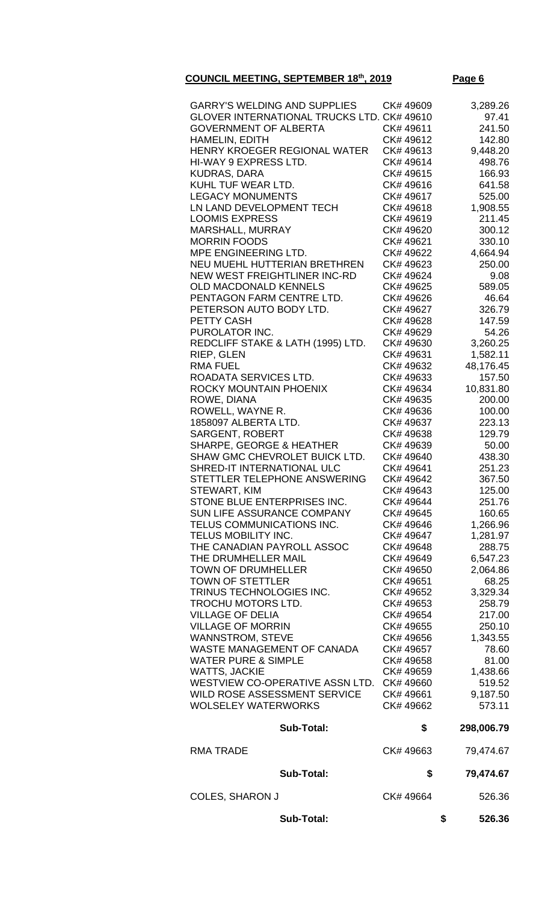**COUNCIL MEETING, SEPTEMBER 18th, 2019**

| | | |
|---|---|---|
| GARRY'S WELDING AND SUPPLIES | CK# 49609 | 3,289.26 |
| GLOVER INTERNATIONAL TRUCKS LTD. | CK# 49610 | 97.41 |
| GOVERNMENT OF ALBERTA | CK# 49611 | 241.50 |
| HAMELIN, EDITH | CK# 49612 | 142.80 |
| HENRY KROEGER REGIONAL WATER | CK# 49613 | 9,448.20 |
| HI-WAY 9 EXPRESS LTD. | CK# 49614 | 498.76 |
| KUDRAS, DARA | CK# 49615 | 166.93 |
| KUHL TUF WEAR LTD. | CK# 49616 | 641.58 |
| LEGACY MONUMENTS | CK# 49617 | 525.00 |
| LN LAND DEVELOPMENT TECH | CK# 49618 | 1,908.55 |
| LOOMIS EXPRESS | CK# 49619 | 211.45 |
| MARSHALL, MURRAY | CK# 49620 | 300.12 |
| MORRIN FOODS | CK# 49621 | 330.10 |
| MPE ENGINEERING LTD. | CK# 49622 | 4,664.94 |
| NEU MUEHL HUTTERIAN BRETHREN | CK# 49623 | 250.00 |
| NEW WEST FREIGHTLINER INC-RD | CK# 49624 | 9.08 |
| OLD MACDONALD KENNELS | CK# 49625 | 589.05 |
| PENTAGON FARM CENTRE LTD. | CK# 49626 | 46.64 |
| PETERSON AUTO BODY LTD. | CK# 49627 | 326.79 |
| PETTY CASH | CK# 49628 | 147.59 |
| PUROLATOR INC. | CK# 49629 | 54.26 |
| REDCLIFF STAKE & LATH (1995) LTD. | CK# 49630 | 3,260.25 |
| RIEP, GLEN | CK# 49631 | 1,582.11 |
| RMA FUEL | CK# 49632 | 48,176.45 |
| ROADATA SERVICES LTD. | CK# 49633 | 157.50 |
| ROCKY MOUNTAIN PHOENIX | CK# 49634 | 10,831.80 |
| ROWE, DIANA | CK# 49635 | 200.00 |
| ROWELL, WAYNE R. | CK# 49636 | 100.00 |
| 1858097 ALBERTA LTD. | CK# 49637 | 223.13 |
| SARGENT, ROBERT | CK# 49638 | 129.79 |
| SHARPE, GEORGE & HEATHER | CK# 49639 | 50.00 |
| SHAW GMC CHEVROLET BUICK LTD. | CK# 49640 | 438.30 |
| SHRED-IT INTERNATIONAL ULC | CK# 49641 | 251.23 |
| STETTLER TELEPHONE ANSWERING | CK# 49642 | 367.50 |
| STEWART, KIM | CK# 49643 | 125.00 |
| STONE BLUE ENTERPRISES INC. | CK# 49644 | 251.76 |
| SUN LIFE ASSURANCE COMPANY | CK# 49645 | 160.65 |
| TELUS COMMUNICATIONS INC. | CK# 49646 | 1,266.96 |
| TELUS MOBILITY INC. | CK# 49647 | 1,281.97 |
| THE CANADIAN PAYROLL ASSOC | CK# 49648 | 288.75 |
| THE DRUMHELLER MAIL | CK# 49649 | 6,547.23 |
| TOWN OF DRUMHELLER | CK# 49650 | 2,064.86 |
| TOWN OF STETTLER | CK# 49651 | 68.25 |
| TRINUS TECHNOLOGIES INC. | CK# 49652 | 3,329.34 |
| TROCHU MOTORS LTD. | CK# 49653 | 258.79 |
| VILLAGE OF DELIA | CK# 49654 | 217.00 |
| VILLAGE OF MORRIN | CK# 49655 | 250.10 |
| WANNSTROM, STEVE | CK# 49656 | 1,343.55 |
| WASTE MANAGEMENT OF CANADA | CK# 49657 | 78.60 |
| WATER PURE & SIMPLE | CK# 49658 | 81.00 |
| WATTS, JACKIE | CK# 49659 | 1,438.66 |
| WESTVIEW CO-OPERATIVE ASSN LTD. | CK# 49660 | 519.52 |
| WILD ROSE ASSESSMENT SERVICE | CK# 49661 | 9,187.50 |
| WOLSELEY WATERWORKS | CK# 49662 | 573.11 |
| **Sub-Total:** | **$** | **298,006.79** |
| RMA TRADE | CK# 49663 | 79,474.67 |
| **Sub-Total:** | **$** | **79,474.67** |
| COLES, SHARON J | CK# 49664 | 526.36 |
| **Sub-Total:** | **$** | **526.36** |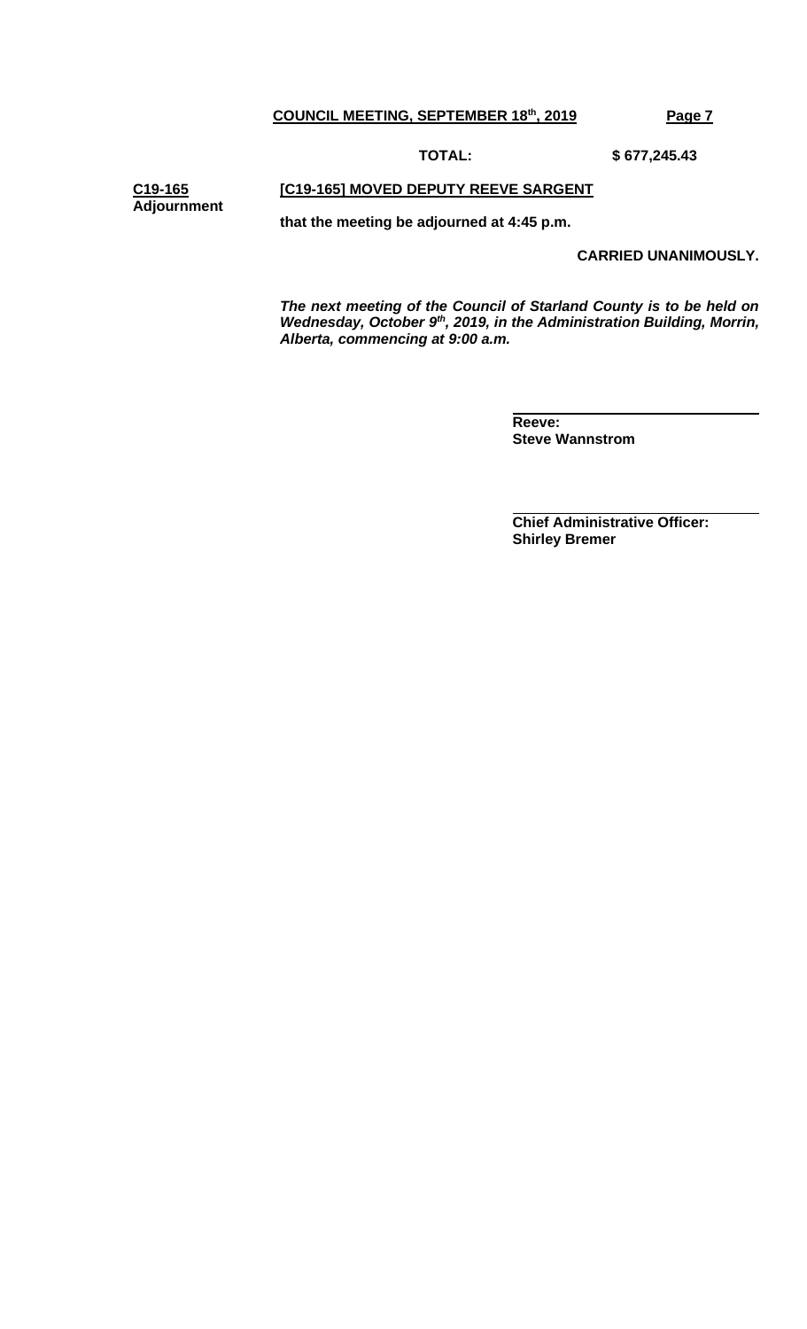**TOTAL: $ 677,245.43**

**C19-165**
**Adjournment**

**[C19-165] MOVED DEPUTY REEVE SARGENT**

**that the meeting be adjourned at 4:45 p.m.**

**CARRIED UNANIMOUSLY.**

***The next meeting of the Council of Starland County is to be held on Wednesday, October 9th, 2019, in the Administration Building, Morrin, Alberta, commencing at 9:00 a.m.***

**Reeve:**
**Steve Wannstrom**

**Chief Administrative Officer:**
**Shirley Bremer**